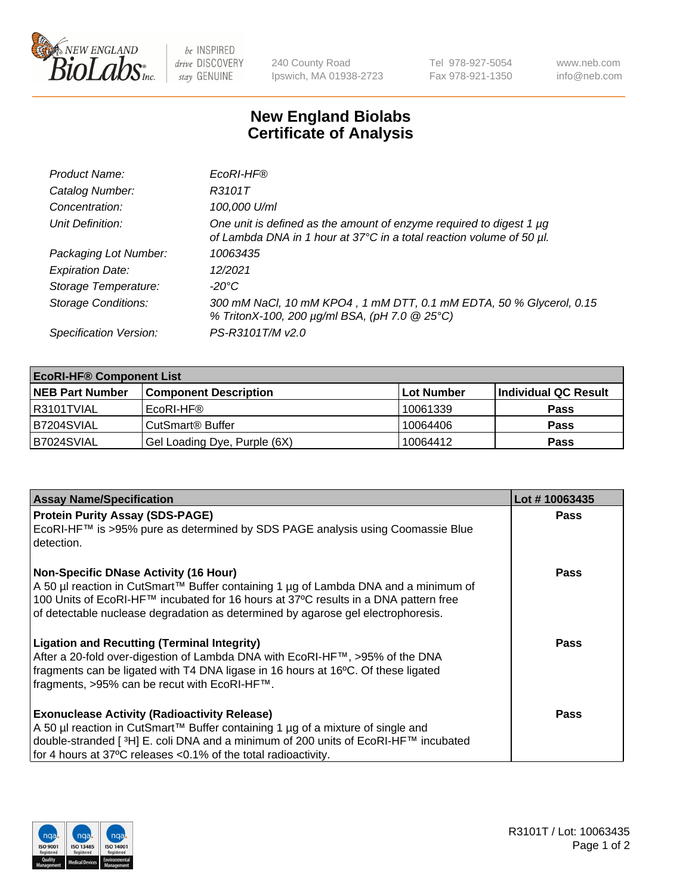NEW ENGLAND BioLabs Inc. — be INSPIRED drive DISCOVERY stay GENUINE

240 County Road
Ipswich, MA 01938-2723

Tel 978-927-5054
Fax 978-921-1350

www.neb.com
info@neb.com

# New England Biolabs
# Certificate of Analysis

| | |
|---|---|
| *Product Name:* | *EcoRI-HF®* |
| *Catalog Number:* | *R3101T* |
| *Concentration:* | *100,000 U/ml* |
| *Unit Definition:* | *One unit is defined as the amount of enzyme required to digest 1 µg of Lambda DNA in 1 hour at 37°C in a total reaction volume of 50 µl.* |
| *Packaging Lot Number:* | *10063435* |
| *Expiration Date:* | *12/2021* |
| *Storage Temperature:* | *-20°C* |
| *Storage Conditions:* | *300 mM NaCl, 10 mM KPO4 , 1 mM DTT, 0.1 mM EDTA, 50 % Glycerol, 0.15 % TritonX-100, 200 µg/ml BSA, (pH 7.0 @ 25°C)* |
| *Specification Version:* | *PS-R3101T/M v2.0* |

| **EcoRI-HF® Component List** | | | |
|---|---|---|---|
| **NEB Part Number** | **Component Description** | **Lot Number** | **Individual QC Result** |
| R3101TVIAL | EcoRI-HF® | 10061339 | **Pass** |
| B7204SVIAL | CutSmart® Buffer | 10064406 | **Pass** |
| B7024SVIAL | Gel Loading Dye, Purple (6X) | 10064412 | **Pass** |

| **Assay Name/Specification** | **Lot # 10063435** |
|---|---|
| **Protein Purity Assay (SDS-PAGE)**<br>EcoRI-HF™ is >95% pure as determined by SDS PAGE analysis using Coomassie Blue detection. | **Pass** |
| **Non-Specific DNase Activity (16 Hour)**<br>A 50 µl reaction in CutSmart™ Buffer containing 1 µg of Lambda DNA and a minimum of 100 Units of EcoRI-HF™ incubated for 16 hours at 37ºC results in a DNA pattern free of detectable nuclease degradation as determined by agarose gel electrophoresis. | **Pass** |
| **Ligation and Recutting (Terminal Integrity)**<br>After a 20-fold over-digestion of Lambda DNA with EcoRI-HF™, >95% of the DNA fragments can be ligated with T4 DNA ligase in 16 hours at 16ºC. Of these ligated fragments, >95% can be recut with EcoRI-HF™. | **Pass** |
| **Exonuclease Activity (Radioactivity Release)**<br>A 50 µl reaction in CutSmart™ Buffer containing 1 µg of a mixture of single and double-stranded [ $^3$H] E. coli DNA and a minimum of 200 units of EcoRI-HF™ incubated for 4 hours at 37ºC releases <0.1% of the total radioactivity. | **Pass** |

R3101T / Lot: 10063435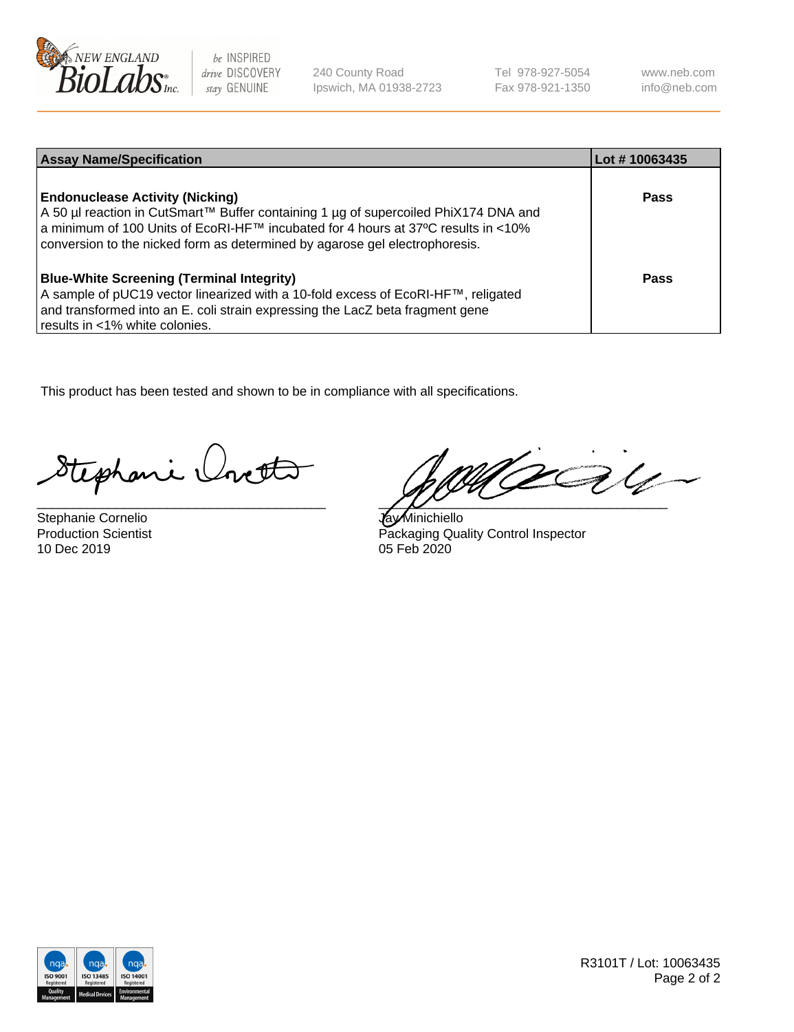240 County Road
Ipswich, MA 01938-2723

Tel 978-927-5054
Fax 978-921-1350

www.neb.com
info@neb.com

| Assay Name/Specification | Lot # 10063435 |
|---|---|
| **Endonuclease Activity (Nicking)**<br>A 50 µl reaction in CutSmart™ Buffer containing 1 µg of supercoiled PhiX174 DNA and a minimum of 100 Units of EcoRI-HF™ incubated for 4 hours at 37ºC results in <10% conversion to the nicked form as determined by agarose gel electrophoresis. | **Pass** |
| **Blue-White Screening (Terminal Integrity)**<br>A sample of pUC19 vector linearized with a 10-fold excess of EcoRI-HF™, religated and transformed into an E. coli strain expressing the LacZ beta fragment gene results in <1% white colonies. | **Pass** |

This product has been tested and shown to be in compliance with all specifications.

Stephanie Cornelio
Production Scientist
10 Dec 2019

Jay Minichiello
Packaging Quality Control Inspector
05 Feb 2020

R3101T / Lot: 10063435